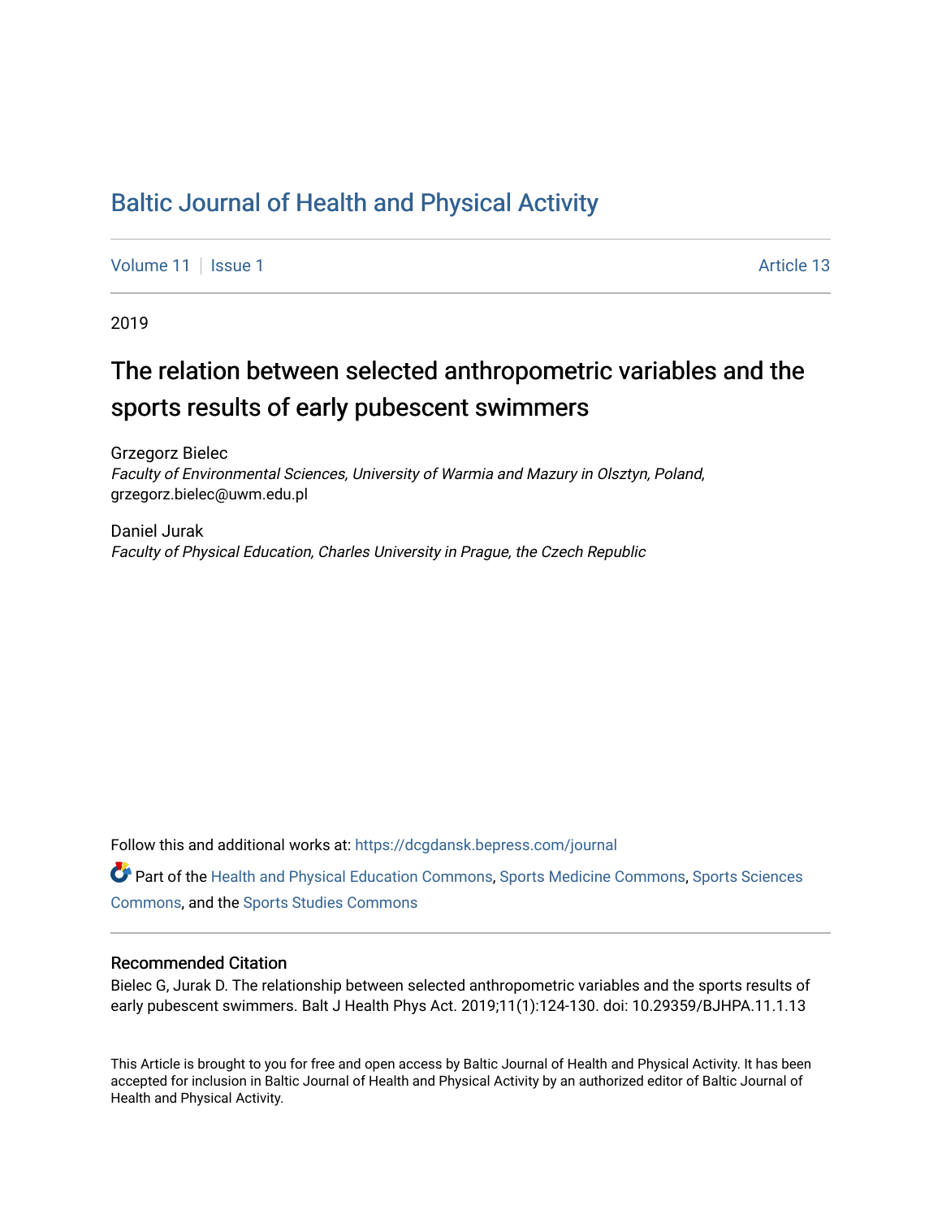# Baltic Journal of Health and Physical Activity

Volume 11 | Issue 1 Article 13

2019

## The relation between selected anthropometric variables and the sports results of early pubescent swimmers

Grzegorz Bielec
*Faculty of Environmental Sciences, University of Warmia and Mazury in Olsztyn, Poland,*
grzegorz.bielec@uwm.edu.pl

Daniel Jurak
*Faculty of Physical Education, Charles University in Prague, the Czech Republic*

Follow this and additional works at: https://dcgdansk.bepress.com/journal

Part of the Health and Physical Education Commons, Sports Medicine Commons, Sports Sciences Commons, and the Sports Studies Commons

### Recommended Citation

Bielec G, Jurak D. The relationship between selected anthropometric variables and the sports results of early pubescent swimmers. Balt J Health Phys Act. 2019;11(1):124-130. doi: 10.29359/BJHPA.11.1.13

This Article is brought to you for free and open access by Baltic Journal of Health and Physical Activity. It has been accepted for inclusion in Baltic Journal of Health and Physical Activity by an authorized editor of Baltic Journal of Health and Physical Activity.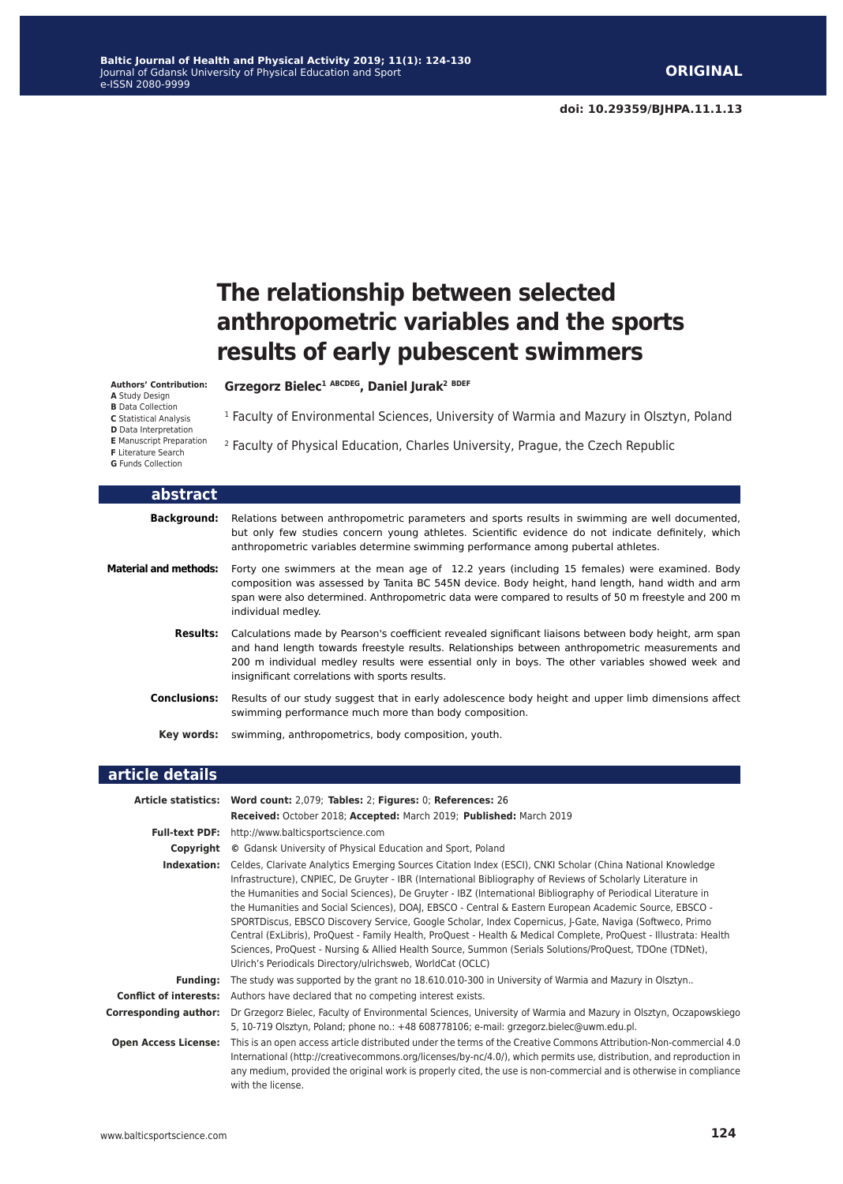**ORIGINAL**

doi: 10.29359/BJHPA.11.1.13

# The relationship between selected anthropometric variables and the sports results of early pubescent swimmers

**Authors' Contribution:**
**A** Study Design
**B** Data Collection
**C** Statistical Analysis
**D** Data Interpretation
**E** Manuscript Preparation
**F** Literature Search
**G** Funds Collection

**Grzegorz Bielec[1 ABCDEG], Daniel Jurak[2 BDEF]**

[1] Faculty of Environmental Sciences, University of Warmia and Mazury in Olsztyn, Poland

[2] Faculty of Physical Education, Charles University, Prague, the Czech Republic

## abstract

**Background:** Relations between anthropometric parameters and sports results in swimming are well documented, but only few studies concern young athletes. Scientific evidence do not indicate definitely, which anthropometric variables determine swimming performance among pubertal athletes.

**Material and methods:** Forty one swimmers at the mean age of 12.2 years (including 15 females) were examined. Body composition was assessed by Tanita BC 545N device. Body height, hand length, hand width and arm span were also determined. Anthropometric data were compared to results of 50 m freestyle and 200 m individual medley.

**Results:** Calculations made by Pearson's coefficient revealed significant liaisons between body height, arm span and hand length towards freestyle results. Relationships between anthropometric measurements and 200 m individual medley results were essential only in boys. The other variables showed week and insignificant correlations with sports results.

**Conclusions:** Results of our study suggest that in early adolescence body height and upper limb dimensions affect swimming performance much more than body composition.

**Key words:** swimming, anthropometrics, body composition, youth.

## article details

**Article statistics:** **Word count:** 2,079; **Tables:** 2; **Figures:** 0; **References:** 26
**Received:** October 2018; **Accepted:** March 2019; **Published:** March 2019

**Full-text PDF:** http://www.balticsportscience.com

**Copyright** © Gdansk University of Physical Education and Sport, Poland

**Indexation:** Celdes, Clarivate Analytics Emerging Sources Citation Index (ESCI), CNKI Scholar (China National Knowledge Infrastructure), CNPIEC, De Gruyter - IBR (International Bibliography of Reviews of Scholarly Literature in the Humanities and Social Sciences), De Gruyter - IBZ (International Bibliography of Periodical Literature in the Humanities and Social Sciences), DOAJ, EBSCO - Central & Eastern European Academic Source, EBSCO - SPORTDiscus, EBSCO Discovery Service, Google Scholar, Index Copernicus, J-Gate, Naviga (Softweco, Primo Central (ExLibris), ProQuest - Family Health, ProQuest - Health & Medical Complete, ProQuest - Illustrata: Health Sciences, ProQuest - Nursing & Allied Health Source, Summon (Serials Solutions/ProQuest, TDOne (TDNet), Ulrich's Periodicals Directory/ulrichsweb, WorldCat (OCLC)

**Funding:** The study was supported by the grant no 18.610.010-300 in University of Warmia and Mazury in Olsztyn..

**Conflict of interests:** Authors have declared that no competing interest exists.

**Corresponding author:** Dr Grzegorz Bielec, Faculty of Environmental Sciences, University of Warmia and Mazury in Olsztyn, Oczapowskiego 5, 10-719 Olsztyn, Poland; phone no.: +48 608778106; e-mail: grzegorz.bielec@uwm.edu.pl.

**Open Access License:** This is an open access article distributed under the terms of the Creative Commons Attribution-Non-commercial 4.0 International (http://creativecommons.org/licenses/by-nc/4.0/), which permits use, distribution, and reproduction in any medium, provided the original work is properly cited, the use is non-commercial and is otherwise in compliance with the license.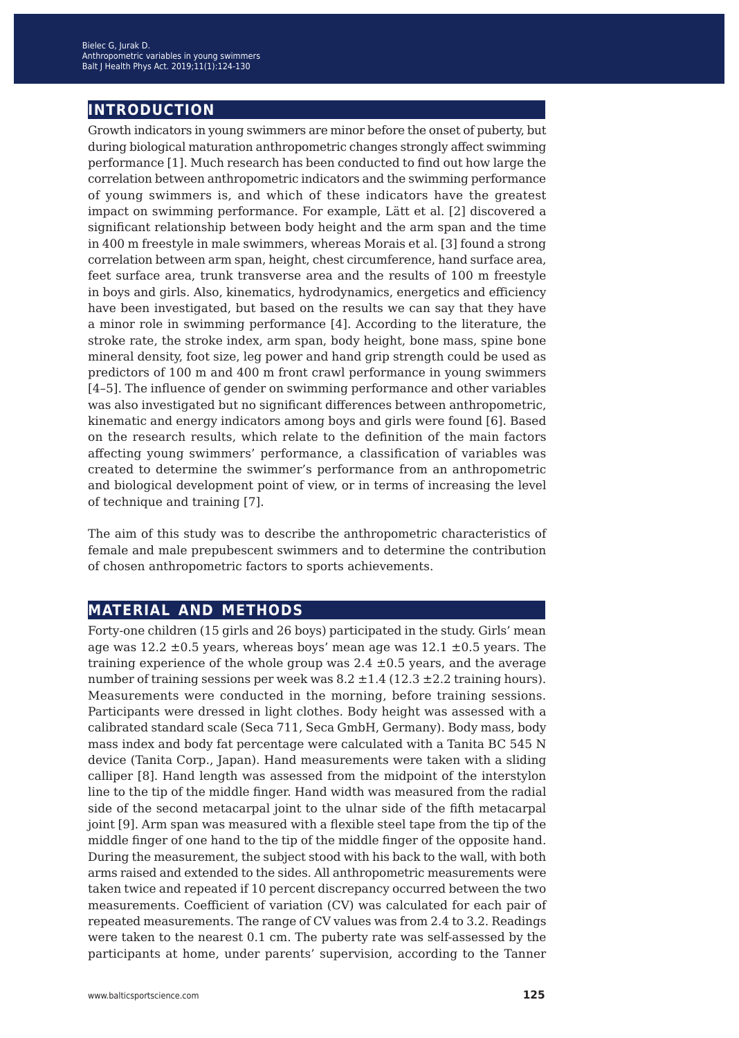## INTRODUCTION

Growth indicators in young swimmers are minor before the onset of puberty, but during biological maturation anthropometric changes strongly affect swimming performance [1]. Much research has been conducted to find out how large the correlation between anthropometric indicators and the swimming performance of young swimmers is, and which of these indicators have the greatest impact on swimming performance. For example, Lätt et al. [2] discovered a significant relationship between body height and the arm span and the time in 400 m freestyle in male swimmers, whereas Morais et al. [3] found a strong correlation between arm span, height, chest circumference, hand surface area, feet surface area, trunk transverse area and the results of 100 m freestyle in boys and girls. Also, kinematics, hydrodynamics, energetics and efficiency have been investigated, but based on the results we can say that they have a minor role in swimming performance [4]. According to the literature, the stroke rate, the stroke index, arm span, body height, bone mass, spine bone mineral density, foot size, leg power and hand grip strength could be used as predictors of 100 m and 400 m front crawl performance in young swimmers [4–5]. The influence of gender on swimming performance and other variables was also investigated but no significant differences between anthropometric, kinematic and energy indicators among boys and girls were found [6]. Based on the research results, which relate to the definition of the main factors affecting young swimmers' performance, a classification of variables was created to determine the swimmer's performance from an anthropometric and biological development point of view, or in terms of increasing the level of technique and training [7].

The aim of this study was to describe the anthropometric characteristics of female and male prepubescent swimmers and to determine the contribution of chosen anthropometric factors to sports achievements.

## MATERIAL AND METHODS

Forty-one children (15 girls and 26 boys) participated in the study. Girls' mean age was 12.2 ±0.5 years, whereas boys' mean age was 12.1 ±0.5 years. The training experience of the whole group was 2.4 ±0.5 years, and the average number of training sessions per week was 8.2 ±1.4 (12.3 ±2.2 training hours). Measurements were conducted in the morning, before training sessions. Participants were dressed in light clothes. Body height was assessed with a calibrated standard scale (Seca 711, Seca GmbH, Germany). Body mass, body mass index and body fat percentage were calculated with a Tanita BC 545 N device (Tanita Corp., Japan). Hand measurements were taken with a sliding calliper [8]. Hand length was assessed from the midpoint of the interstylon line to the tip of the middle finger. Hand width was measured from the radial side of the second metacarpal joint to the ulnar side of the fifth metacarpal joint [9]. Arm span was measured with a flexible steel tape from the tip of the middle finger of one hand to the tip of the middle finger of the opposite hand. During the measurement, the subject stood with his back to the wall, with both arms raised and extended to the sides. All anthropometric measurements were taken twice and repeated if 10 percent discrepancy occurred between the two measurements. Coefficient of variation (CV) was calculated for each pair of repeated measurements. The range of CV values was from 2.4 to 3.2. Readings were taken to the nearest 0.1 cm. The puberty rate was self-assessed by the participants at home, under parents' supervision, according to the Tanner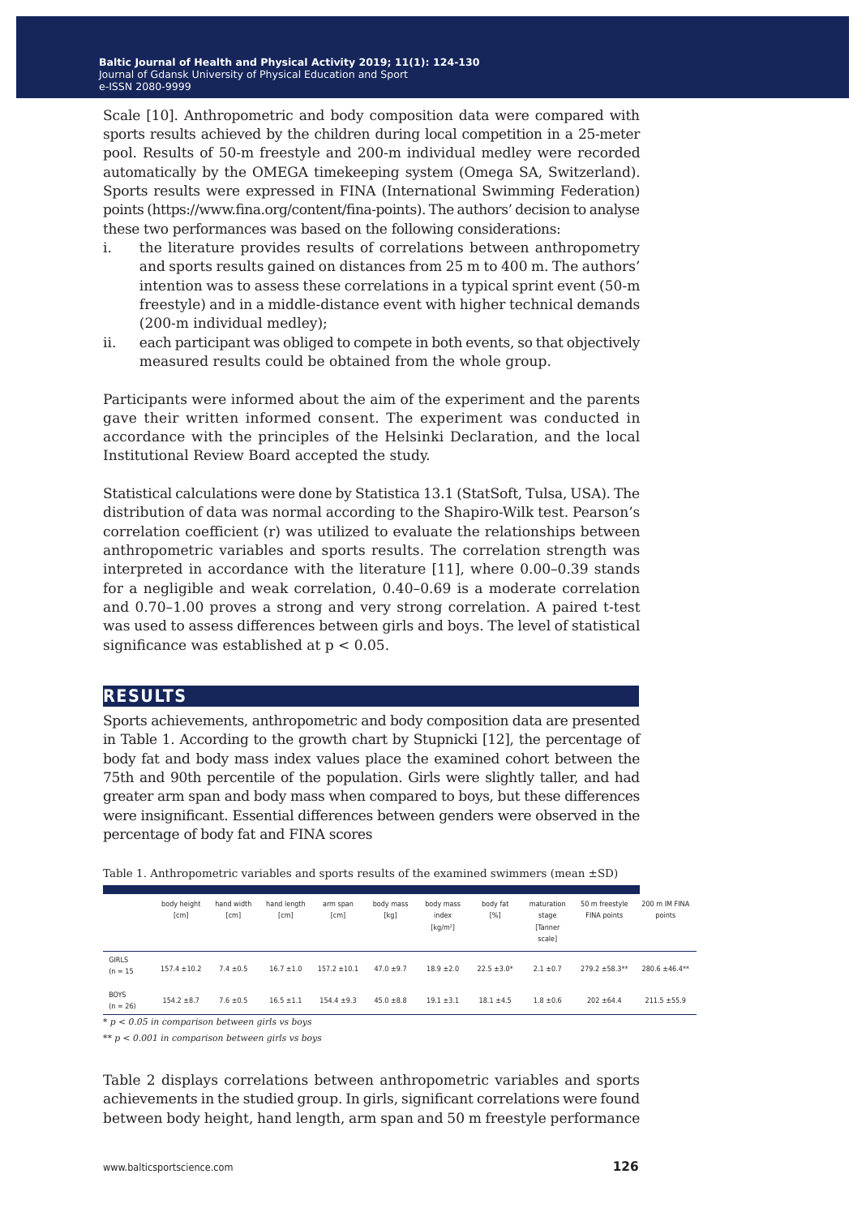Scale [10]. Anthropometric and body composition data were compared with sports results achieved by the children during local competition in a 25-meter pool. Results of 50-m freestyle and 200-m individual medley were recorded automatically by the OMEGA timekeeping system (Omega SA, Switzerland). Sports results were expressed in FINA (International Swimming Federation) points (https://www.fina.org/content/fina-points). The authors' decision to analyse these two performances was based on the following considerations:

i. the literature provides results of correlations between anthropometry and sports results gained on distances from 25 m to 400 m. The authors' intention was to assess these correlations in a typical sprint event (50-m freestyle) and in a middle-distance event with higher technical demands (200-m individual medley);
ii. each participant was obliged to compete in both events, so that objectively measured results could be obtained from the whole group.

Participants were informed about the aim of the experiment and the parents gave their written informed consent. The experiment was conducted in accordance with the principles of the Helsinki Declaration, and the local Institutional Review Board accepted the study.

Statistical calculations were done by Statistica 13.1 (StatSoft, Tulsa, USA). The distribution of data was normal according to the Shapiro-Wilk test. Pearson's correlation coefficient (r) was utilized to evaluate the relationships between anthropometric variables and sports results. The correlation strength was interpreted in accordance with the literature [11], where 0.00–0.39 stands for a negligible and weak correlation, 0.40–0.69 is a moderate correlation and 0.70–1.00 proves a strong and very strong correlation. A paired t-test was used to assess differences between girls and boys. The level of statistical significance was established at $p < 0.05$.

## RESULTS

Sports achievements, anthropometric and body composition data are presented in Table 1. According to the growth chart by Stupnicki [12], the percentage of body fat and body mass index values place the examined cohort between the 75th and 90th percentile of the population. Girls were slightly taller, and had greater arm span and body mass when compared to boys, but these differences were insignificant. Essential differences between genders were observed in the percentage of body fat and FINA scores

Table 1. Anthropometric variables and sports results of the examined swimmers (mean ±SD)

| | body height [cm] | hand width [cm] | hand length [cm] | arm span [cm] | body mass [kg] | body mass index [kg/m²] | body fat [%] | maturation stage [Tanner scale] | 50 m freestyle FINA points | 200 m IM FINA points |
|---|---|---|---|---|---|---|---|---|---|---|
| GIRLS (n = 15 | 157.4 ±10.2 | 7.4 ±0.5 | 16.7 ±1.0 | 157.2 ±10.1 | 47.0 ±9.7 | 18.9 ±2.0 | 22.5 ±3.0* | 2.1 ±0.7 | 279.2 ±58.3** | 280.6 ±46.4** |
| BOYS (n = 26) | 154.2 ±8.7 | 7.6 ±0.5 | 16.5 ±1.1 | 154.4 ±9.3 | 45.0 ±8.8 | 19.1 ±3.1 | 18.1 ±4.5 | 1.8 ±0.6 | 202 ±64.4 | 211.5 ±55.9 |

* *$p < 0.05$ in comparison between girls vs boys*

** *$p < 0.001$ in comparison between girls vs boys*

Table 2 displays correlations between anthropometric variables and sports achievements in the studied group. In girls, significant correlations were found between body height, hand length, arm span and 50 m freestyle performance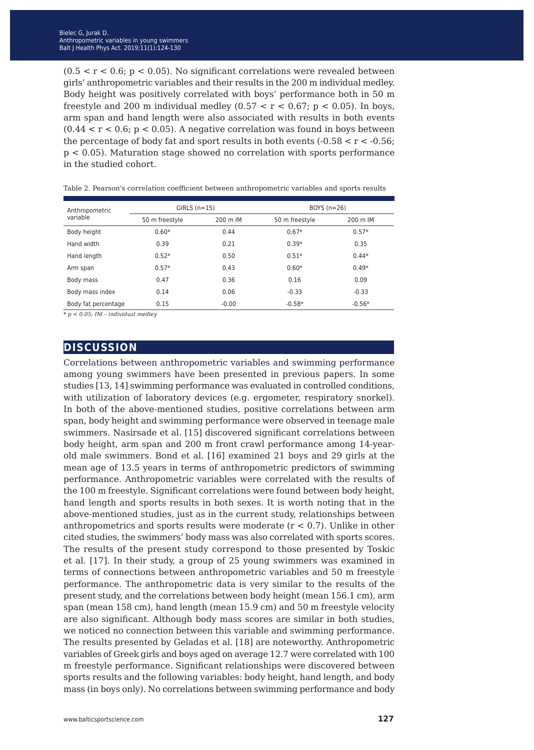($0.5 < r < 0.6$; $p < 0.05$). No significant correlations were revealed between girls' anthropometric variables and their results in the 200 m individual medley. Body height was positively correlated with boys' performance both in 50 m freestyle and 200 m individual medley ($0.57 < r < 0.67$; $p < 0.05$). In boys, arm span and hand length were also associated with results in both events ($0.44 < r < 0.6$; $p < 0.05$). A negative correlation was found in boys between the percentage of body fat and sport results in both events ($-0.58 < r < -0.56$; $p < 0.05$). Maturation stage showed no correlation with sports performance in the studied cohort.

Table 2. Pearson's correlation coefficient between anthropometric variables and sports results

| Anthropometric variable | GIRLS (n=15) | | BOYS (n=26) | |
|---|---|---|---|---|
| | 50 m freestyle | 200 m IM | 50 m freestyle | 200 m IM |
| Body height | 0.60* | 0.44 | 0.67* | 0.57* |
| Hand width | 0.39 | 0.21 | 0.39* | 0.35 |
| Hand length | 0.52* | 0.50 | 0.51* | 0.44* |
| Arm span | 0.57* | 0.43 | 0.60* | 0.49* |
| Body mass | 0.47 | 0.36 | 0.16 | 0.09 |
| Body mass index | 0.14 | 0.06 | -0.33 | -0.33 |
| Body fat percentage | 0.15 | -0.00 | -0.58* | -0.56* |

* *p < 0.05; IM – individual medley*

## DISCUSSION

Correlations between anthropometric variables and swimming performance among young swimmers have been presented in previous papers. In some studies [13, 14] swimming performance was evaluated in controlled conditions, with utilization of laboratory devices (e.g. ergometer, respiratory snorkel). In both of the above-mentioned studies, positive correlations between arm span, body height and swimming performance were observed in teenage male swimmers. Nasirsade et al. [15] discovered significant correlations between body height, arm span and 200 m front crawl performance among 14-year-old male swimmers. Bond et al. [16] examined 21 boys and 29 girls at the mean age of 13.5 years in terms of anthropometric predictors of swimming performance. Anthropometric variables were correlated with the results of the 100 m freestyle. Significant correlations were found between body height, hand length and sports results in both sexes. It is worth noting that in the above-mentioned studies, just as in the current study, relationships between anthropometrics and sports results were moderate ($r < 0.7$). Unlike in other cited studies, the swimmers' body mass was also correlated with sports scores. The results of the present study correspond to those presented by Toskic et al. [17]. In their study, a group of 25 young swimmers was examined in terms of connections between anthropometric variables and 50 m freestyle performance. The anthropometric data is very similar to the results of the present study, and the correlations between body height (mean 156.1 cm), arm span (mean 158 cm), hand length (mean 15.9 cm) and 50 m freestyle velocity are also significant. Although body mass scores are similar in both studies, we noticed no connection between this variable and swimming performance. The results presented by Geladas et al. [18] are noteworthy. Anthropometric variables of Greek girls and boys aged on average 12.7 were correlated with 100 m freestyle performance. Significant relationships were discovered between sports results and the following variables: body height, hand length, and body mass (in boys only). No correlations between swimming performance and body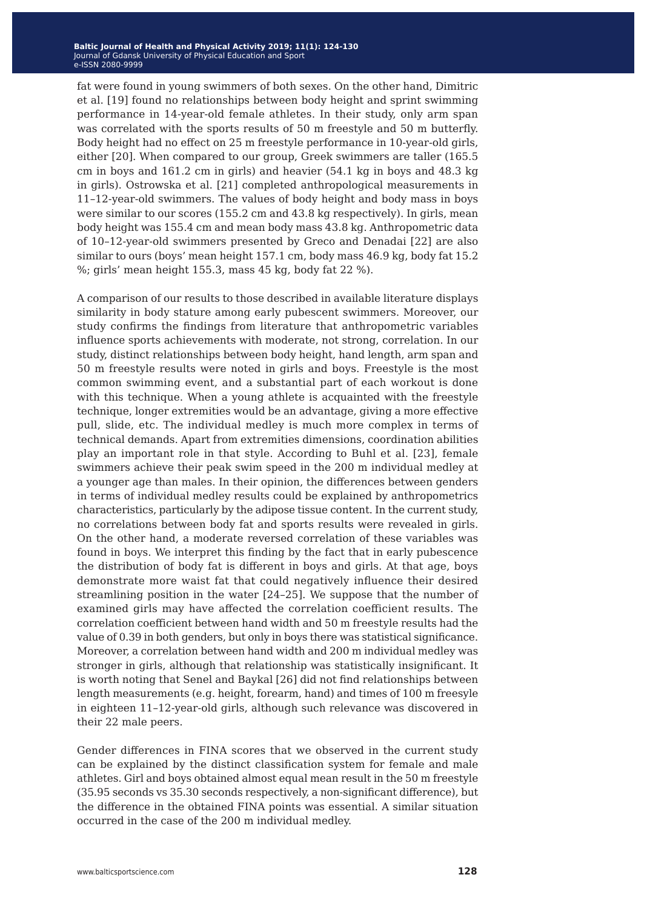fat were found in young swimmers of both sexes. On the other hand, Dimitric et al. [19] found no relationships between body height and sprint swimming performance in 14-year-old female athletes. In their study, only arm span was correlated with the sports results of 50 m freestyle and 50 m butterfly. Body height had no effect on 25 m freestyle performance in 10-year-old girls, either [20]. When compared to our group, Greek swimmers are taller (165.5 cm in boys and 161.2 cm in girls) and heavier (54.1 kg in boys and 48.3 kg in girls). Ostrowska et al. [21] completed anthropological measurements in 11–12-year-old swimmers. The values of body height and body mass in boys were similar to our scores (155.2 cm and 43.8 kg respectively). In girls, mean body height was 155.4 cm and mean body mass 43.8 kg. Anthropometric data of 10–12-year-old swimmers presented by Greco and Denadai [22] are also similar to ours (boys' mean height 157.1 cm, body mass 46.9 kg, body fat 15.2 %; girls' mean height 155.3, mass 45 kg, body fat 22 %).

A comparison of our results to those described in available literature displays similarity in body stature among early pubescent swimmers. Moreover, our study confirms the findings from literature that anthropometric variables influence sports achievements with moderate, not strong, correlation. In our study, distinct relationships between body height, hand length, arm span and 50 m freestyle results were noted in girls and boys. Freestyle is the most common swimming event, and a substantial part of each workout is done with this technique. When a young athlete is acquainted with the freestyle technique, longer extremities would be an advantage, giving a more effective pull, slide, etc. The individual medley is much more complex in terms of technical demands. Apart from extremities dimensions, coordination abilities play an important role in that style. According to Buhl et al. [23], female swimmers achieve their peak swim speed in the 200 m individual medley at a younger age than males. In their opinion, the differences between genders in terms of individual medley results could be explained by anthropometrics characteristics, particularly by the adipose tissue content. In the current study, no correlations between body fat and sports results were revealed in girls. On the other hand, a moderate reversed correlation of these variables was found in boys. We interpret this finding by the fact that in early pubescence the distribution of body fat is different in boys and girls. At that age, boys demonstrate more waist fat that could negatively influence their desired streamlining position in the water [24–25]. We suppose that the number of examined girls may have affected the correlation coefficient results. The correlation coefficient between hand width and 50 m freestyle results had the value of 0.39 in both genders, but only in boys there was statistical significance. Moreover, a correlation between hand width and 200 m individual medley was stronger in girls, although that relationship was statistically insignificant. It is worth noting that Senel and Baykal [26] did not find relationships between length measurements (e.g. height, forearm, hand) and times of 100 m freesyle in eighteen 11–12-year-old girls, although such relevance was discovered in their 22 male peers.

Gender differences in FINA scores that we observed in the current study can be explained by the distinct classification system for female and male athletes. Girl and boys obtained almost equal mean result in the 50 m freestyle (35.95 seconds vs 35.30 seconds respectively, a non-significant difference), but the difference in the obtained FINA points was essential. A similar situation occurred in the case of the 200 m individual medley.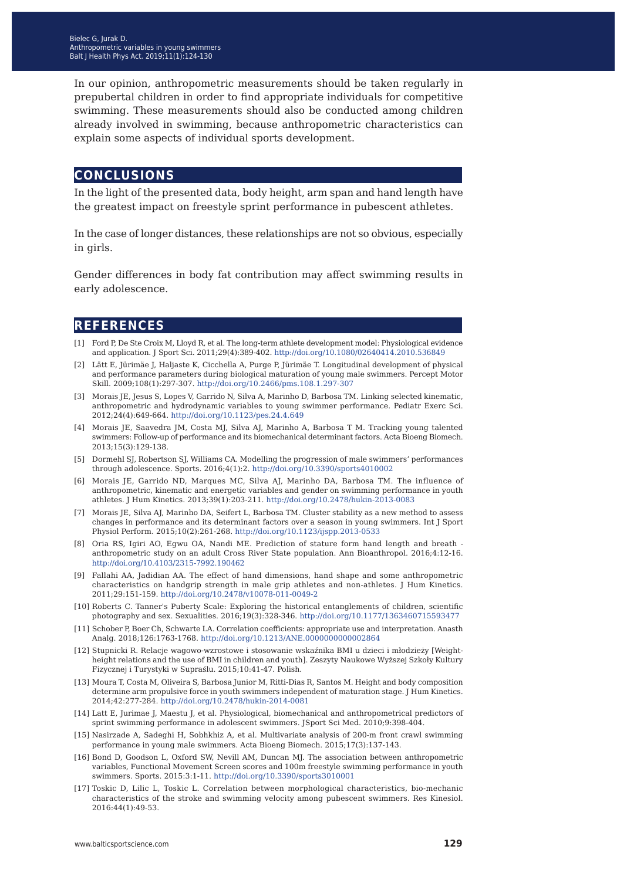In our opinion, anthropometric measurements should be taken regularly in prepubertal children in order to find appropriate individuals for competitive swimming. These measurements should also be conducted among children already involved in swimming, because anthropometric characteristics can explain some aspects of individual sports development.

## CONCLUSIONS

In the light of the presented data, body height, arm span and hand length have the greatest impact on freestyle sprint performance in pubescent athletes.

In the case of longer distances, these relationships are not so obvious, especially in girls.

Gender differences in body fat contribution may affect swimming results in early adolescence.

## REFERENCES

[1] Ford P, De Ste Croix M, Lloyd R, et al. The long-term athlete development model: Physiological evidence and application. J Sport Sci. 2011;29(4):389-402. http://doi.org/10.1080/02640414.2010.536849

[2] Lätt E, Jürimäe J, Haljaste K, Cicchella A, Purge P, Jürimäe T. Longitudinal development of physical and performance parameters during biological maturation of young male swimmers. Percept Motor Skill. 2009;108(1):297-307. http://doi.org/10.2466/pms.108.1.297-307

[3] Morais JE, Jesus S, Lopes V, Garrido N, Silva A, Marinho D, Barbosa TM. Linking selected kinematic, anthropometric and hydrodynamic variables to young swimmer performance. Pediatr Exerc Sci. 2012;24(4):649-664. http://doi.org/10.1123/pes.24.4.649

[4] Morais JE, Saavedra JM, Costa MJ, Silva AJ, Marinho A, Barbosa T M. Tracking young talented swimmers: Follow-up of performance and its biomechanical determinant factors. Acta Bioeng Biomech. 2013;15(3):129-138.

[5] Dormehl SJ, Robertson SJ, Williams CA. Modelling the progression of male swimmers' performances through adolescence. Sports. 2016;4(1):2. http://doi.org/10.3390/sports4010002

[6] Morais JE, Garrido ND, Marques MC, Silva AJ, Marinho DA, Barbosa TM. The influence of anthropometric, kinematic and energetic variables and gender on swimming performance in youth athletes. J Hum Kinetics. 2013;39(1):203-211. http://doi.org/10.2478/hukin-2013-0083

[7] Morais JE, Silva AJ, Marinho DA, Seifert L, Barbosa TM. Cluster stability as a new method to assess changes in performance and its determinant factors over a season in young swimmers. Int J Sport Physiol Perform. 2015;10(2):261-268. http://doi.org/10.1123/ijspp.2013-0533

[8] Oria RS, Igiri AO, Egwu OA, Nandi ME. Prediction of stature form hand length and breath - anthropometric study on an adult Cross River State population. Ann Bioanthropol. 2016;4:12-16. http://doi.org/10.4103/2315-7992.190462

[9] Fallahi AA, Jadidian AA. The effect of hand dimensions, hand shape and some anthropometric characteristics on handgrip strength in male grip athletes and non-athletes. J Hum Kinetics. 2011;29:151-159. http://doi.org/10.2478/v10078-011-0049-2

[10] Roberts C. Tanner's Puberty Scale: Exploring the historical entanglements of children, scientific photography and sex. Sexualities. 2016;19(3):328-346. http://doi.org/10.1177/1363460715593477

[11] Schober P, Boer Ch, Schwarte LA. Correlation coefficients: appropriate use and interpretation. Anasth Analg. 2018;126:1763-1768. http://doi.org/10.1213/ANE.0000000000002864

[12] Stupnicki R. Relacje wagowo-wzrostowe i stosowanie wskaźnika BMI u dzieci i młodzieży [Weight-height relations and the use of BMI in children and youth]. Zeszyty Naukowe Wyższej Szkoły Kultury Fizycznej i Turystyki w Supraślu. 2015;10:41-47. Polish.

[13] Moura T, Costa M, Oliveira S, Barbosa Junior M, Ritti-Dias R, Santos M. Height and body composition determine arm propulsive force in youth swimmers independent of maturation stage. J Hum Kinetics. 2014;42:277-284. http://doi.org/10.2478/hukin-2014-0081

[14] Latt E, Jurimae J, Maestu J, et al. Physiological, biomechanical and anthropometrical predictors of sprint swimming performance in adolescent swimmers. JSport Sci Med. 2010;9:398-404.

[15] Nasirzade A, Sadeghi H, Sobhkhiz A, et al. Multivariate analysis of 200-m front crawl swimming performance in young male swimmers. Acta Bioeng Biomech. 2015;17(3):137-143.

[16] Bond D, Goodson L, Oxford SW, Nevill AM, Duncan MJ. The association between anthropometric variables, Functional Movement Screen scores and 100m freestyle swimming performance in youth swimmers. Sports. 2015:3:1-11. http://doi.org/10.3390/sports3010001

[17] Toskic D, Lilic L, Toskic L. Correlation between morphological characteristics, bio-mechanic characteristics of the stroke and swimming velocity among pubescent swimmers. Res Kinesiol. 2016:44(1):49-53.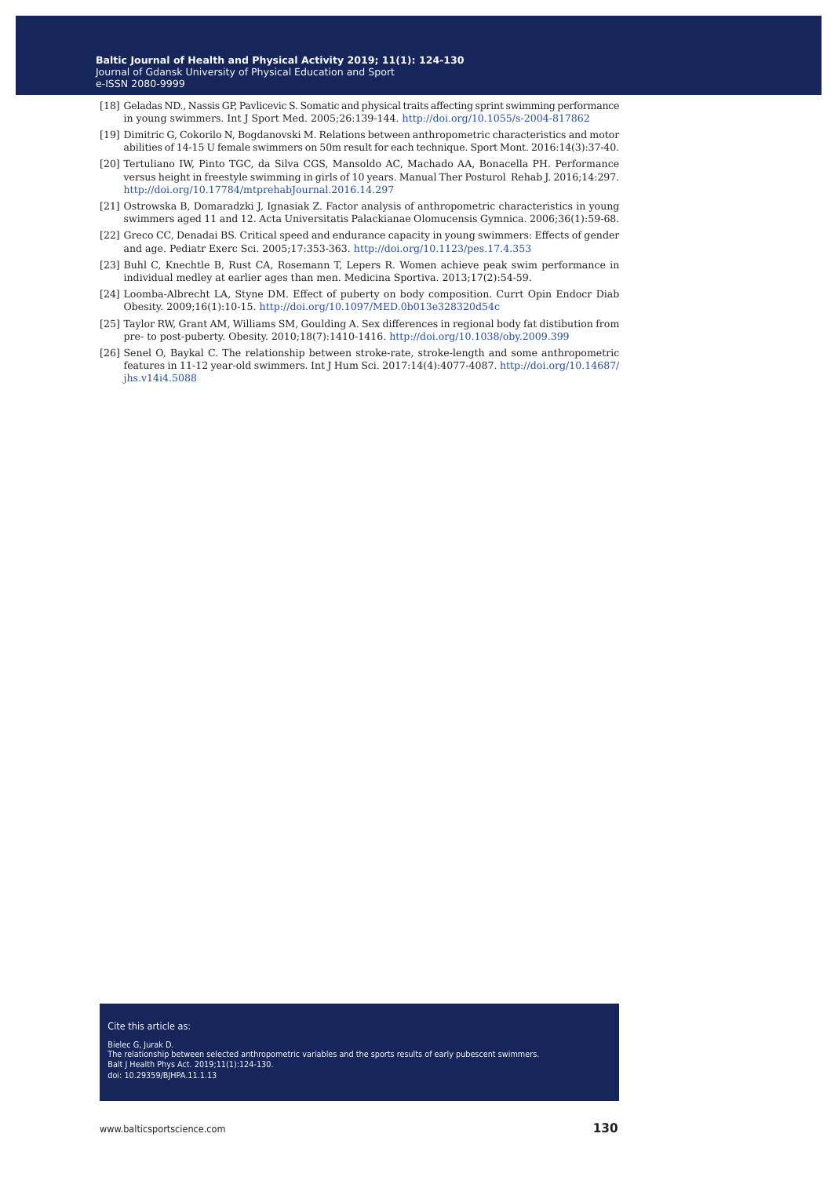[18] Geladas ND., Nassis GP, Pavlicevic S. Somatic and physical traits affecting sprint swimming performance in young swimmers. Int J Sport Med. 2005;26:139-144. http://doi.org/10.1055/s-2004-817862

[19] Dimitric G, Cokorilo N, Bogdanovski M. Relations between anthropometric characteristics and motor abilities of 14-15 U female swimmers on 50m result for each technique. Sport Mont. 2016:14(3):37-40.

[20] Tertuliano IW, Pinto TGC, da Silva CGS, Mansoldo AC, Machado AA, Bonacella PH. Performance versus height in freestyle swimming in girls of 10 years. Manual Ther Posturol Rehab J. 2016;14:297. http://doi.org/10.17784/mtprehabJournal.2016.14.297

[21] Ostrowska B, Domaradzki J, Ignasiak Z. Factor analysis of anthropometric characteristics in young swimmers aged 11 and 12. Acta Universitatis Palackianae Olomucensis Gymnica. 2006;36(1):59-68.

[22] Greco CC, Denadai BS. Critical speed and endurance capacity in young swimmers: Effects of gender and age. Pediatr Exerc Sci. 2005;17:353-363. http://doi.org/10.1123/pes.17.4.353

[23] Buhl C, Knechtle B, Rust CA, Rosemann T, Lepers R. Women achieve peak swim performance in individual medley at earlier ages than men. Medicina Sportiva. 2013;17(2):54-59.

[24] Loomba-Albrecht LA, Styne DM. Effect of puberty on body composition. Currt Opin Endocr Diab Obesity. 2009;16(1):10-15. http://doi.org/10.1097/MED.0b013e328320d54c

[25] Taylor RW, Grant AM, Williams SM, Goulding A. Sex differences in regional body fat distibution from pre- to post-puberty. Obesity. 2010;18(7):1410-1416. http://doi.org/10.1038/oby.2009.399

[26] Senel O, Baykal C. The relationship between stroke-rate, stroke-length and some anthropometric features in 11-12 year-old swimmers. Int J Hum Sci. 2017:14(4):4077-4087. http://doi.org/10.14687/jhs.v14i4.5088

Cite this article as:

Bielec G, Jurak D.
The relationship between selected anthropometric variables and the sports results of early pubescent swimmers.
Balt J Health Phys Act. 2019;11(1):124-130.
doi: 10.29359/BJHPA.11.1.13